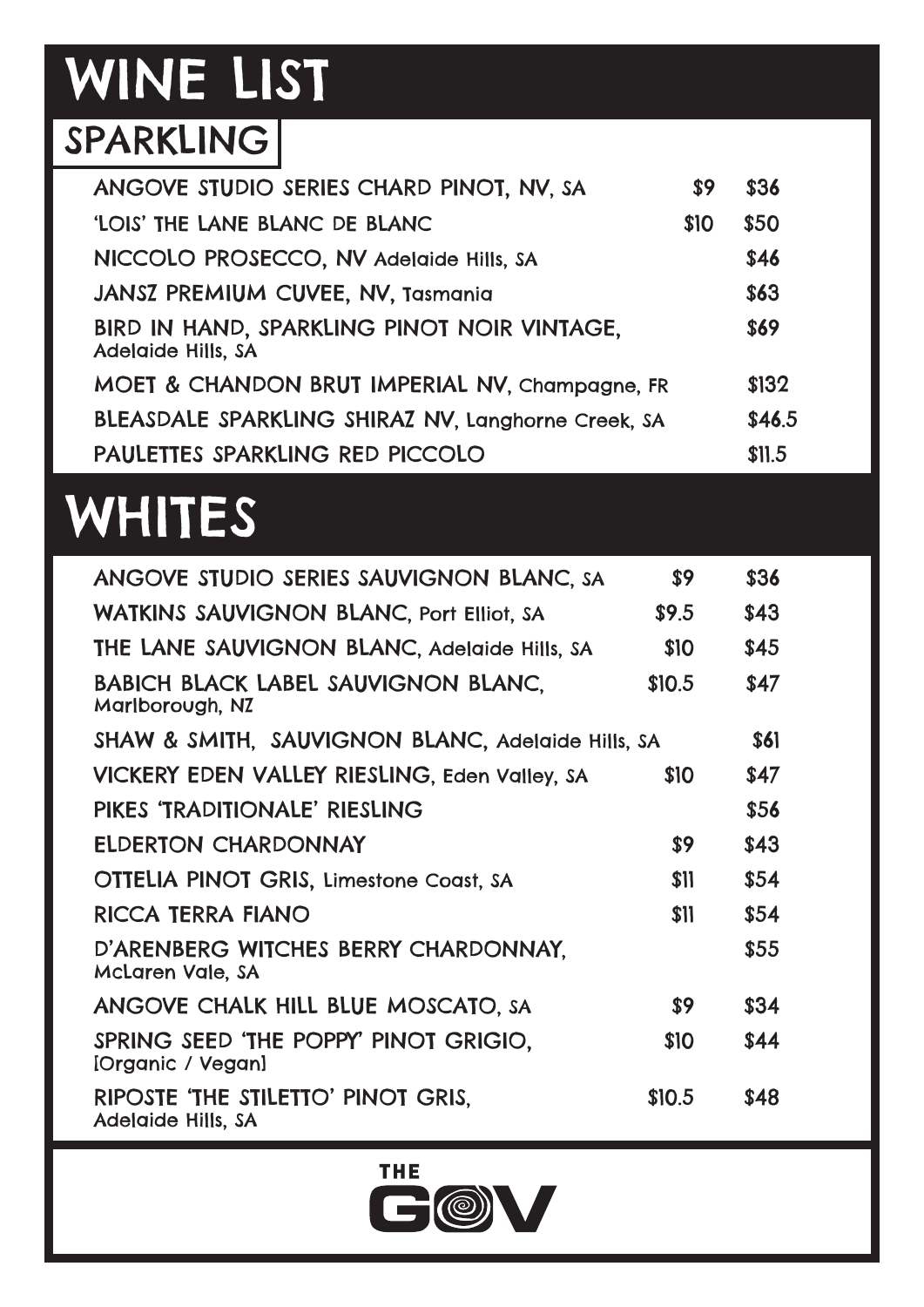# WINE LIST

## SPARKLING

| Wine | Glass | Bottle |
| --- | --- | --- |
| ANGOVE STUDIO SERIES CHARD PINOT, NV, SA | $9 | $36 |
| 'LOIS' THE LANE BLANC DE BLANC | $10 | $50 |
| NICCOLO PROSECCO, NV Adelaide Hills, SA | | $46 |
| JANSZ PREMIUM CUVEE, NV, Tasmania | | $63 |
| BIRD IN HAND, SPARKLING PINOT NOIR VINTAGE, Adelaide Hills, SA | | $69 |
| MOET & CHANDON BRUT IMPERIAL NV, Champagne, FR | | $132 |
| BLEASDALE SPARKLING SHIRAZ NV, Langhorne Creek, SA | | $46.5 |
| PAULETTES SPARKLING RED PICCOLO | | $11.5 |

## WHITES

| Wine | Glass | Bottle |
| --- | --- | --- |
| ANGOVE STUDIO SERIES SAUVIGNON BLANC, SA | $9 | $36 |
| WATKINS SAUVIGNON BLANC, Port Elliot, SA | $9.5 | $43 |
| THE LANE SAUVIGNON BLANC, Adelaide Hills, SA | $10 | $45 |
| BABICH BLACK LABEL SAUVIGNON BLANC, Marlborough, NZ | $10.5 | $47 |
| SHAW & SMITH, SAUVIGNON BLANC, Adelaide Hills, SA | | $61 |
| VICKERY EDEN VALLEY RIESLING, Eden Valley, SA | $10 | $47 |
| PIKES 'TRADITIONALE' RIESLING | | $56 |
| ELDERTON CHARDONNAY | $9 | $43 |
| OTTELIA PINOT GRIS, Limestone Coast, SA | $11 | $54 |
| RICCA TERRA FIANO | $11 | $54 |
| D'ARENBERG WITCHES BERRY CHARDONNAY, McLaren Vale, SA | | $55 |
| ANGOVE CHALK HILL BLUE MOSCATO, SA | $9 | $34 |
| SPRING SEED 'THE POPPY' PINOT GRIGIO, [Organic / Vegan] | $10 | $44 |
| RIPOSTE 'THE STILETTO' PINOT GRIS, Adelaide Hills, SA | $10.5 | $48 |

THE GOV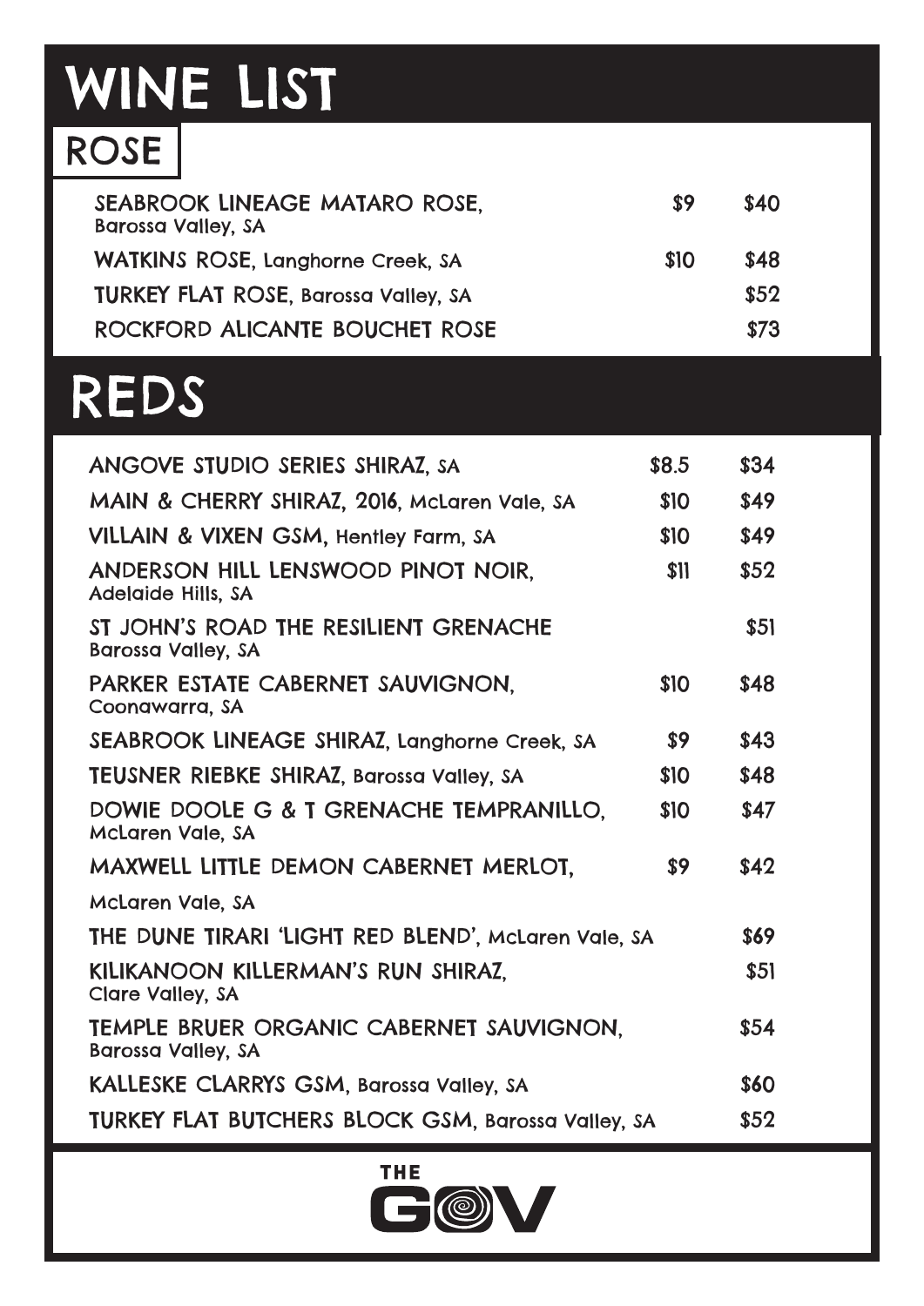# WINE LIST

## ROSE

| | | |
|---|---|---|
| SEABROOK LINEAGE MATARO ROSE, Barossa Valley, SA | $9 | $40 |
| WATKINS ROSE, Langhorne Creek, SA | $10 | $48 |
| TURKEY FLAT ROSE, Barossa Valley, SA | | $52 |
| ROCKFORD ALICANTE BOUCHET ROSE | | $73 |

## REDS

| | | |
|---|---|---|
| ANGOVE STUDIO SERIES SHIRAZ, SA | $8.5 | $34 |
| MAIN & CHERRY SHIRAZ, 2016, McLaren Vale, SA | $10 | $49 |
| VILLAIN & VIXEN GSM, Hentley Farm, SA | $10 | $49 |
| ANDERSON HILL LENSWOOD PINOT NOIR, Adelaide Hills, SA | $11 | $52 |
| ST JOHN'S ROAD THE RESILIENT GRENACHE Barossa Valley, SA | | $51 |
| PARKER ESTATE CABERNET SAUVIGNON, Coonawarra, SA | $10 | $48 |
| SEABROOK LINEAGE SHIRAZ, Langhorne Creek, SA | $9 | $43 |
| TEUSNER RIEBKE SHIRAZ, Barossa Valley, SA | $10 | $48 |
| DOWIE DOOLE G & T GRENACHE TEMPRANILLO, McLaren Vale, SA | $10 | $47 |
| MAXWELL LITTLE DEMON CABERNET MERLOT, McLaren Vale, SA | $9 | $42 |
| THE DUNE TIRARI 'LIGHT RED BLEND', McLaren Vale, SA | | $69 |
| KILIKANOON KILLERMAN'S RUN SHIRAZ, Clare Valley, SA | | $51 |
| TEMPLE BRUER ORGANIC CABERNET SAUVIGNON, Barossa Valley, SA | | $54 |
| KALLESKE CLARRYS GSM, Barossa Valley, SA | | $60 |
| TURKEY FLAT BUTCHERS BLOCK GSM, Barossa Valley, SA | | $52 |

THE GOV